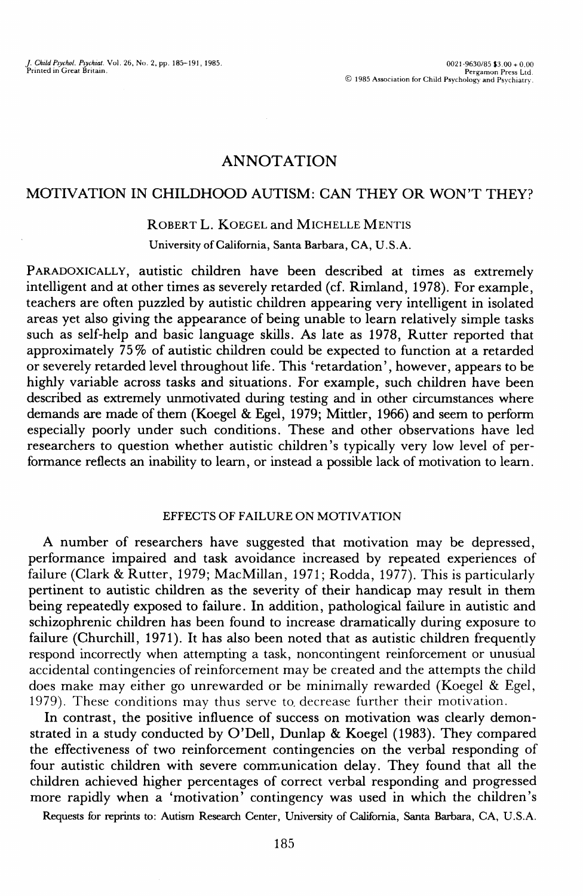# ANNOTATION

## MOTIVATION IN CHILDHOOD AUTISM: CAN THEY OR WON'T THEY?

ROBERT L. KOEGEL and MICHELLE MENTIS

University of California, Santa Barbara, CA, U.S.A.

PARADOXICALLY, autistic children have been described at times as extremely intelligent and at other times as severely retarded (cf. Rimland, 1978). For example, teachers are often puzzled by autistic children appearing very intelligent in isolated areas yet also giving the appearance of being unable to learn relatively simple tasks such as self-help and basic language skills. As late as 1978, Rutter reported that approximately 75% of autistic children could be expected to function at a retarded or severely retarded level throughout life. This 'retardation', however, appears to be highly variable across tasks and situations. For example, such children have been described as extremely unmotivated during testing and in other circumstances where demands are made of them (Koegel & Egel, 1979; Mittler, 1966) and seem to perform especially poorly under such conditions. These and other observations have led researchers to question whether autistic children's typically very low level of performance reflects an inability to learn, or instead a possible lack of motivation to learn.

### EFFECTS OF FAILURE ON MOTIVATION

A number of researchers have suggested that motivation may be depressed, performance impaired and task avoidance increased by repeated experiences of failure (Clark & Rutter, 1979; MacMillan, 1971; Rodda, 1977). This is particularly pertinent to autistic children as the severity of their handicap may result in them being repeatedly exposed to failure. In addition, pathological failure in autistic and schizophrenic children has been found to increase dramatically during exposure to failure (Churchill, 1971). It has also been noted that as autistic children frequently respond incorrectly when attempting a task, noncontingent reinforcement or unusual accidental contingencies of reinforcement may be created and the attempts the child does make may either go unrewarded or be minimally rewarded (Koegel & Egel, 1979). These conditions may thus serve to decrease further their motivation.

In contrast, the positive influence of success on motivation was clearly demonstrated in a study conducted by O'Dell, Dunlap & Koegel (1983). They compared the effectiveness of two reinforcement contingencies on the verbal responding of four autistic children with severe communication delay. They found that all the children achieved higher percentages of correct verbal responding and progressed more rapidly when a 'motivation' contingency was used in which the children's

Requests for reprints to: Autism Research Center, University of California, Santa Barbara, CA, U.S.A.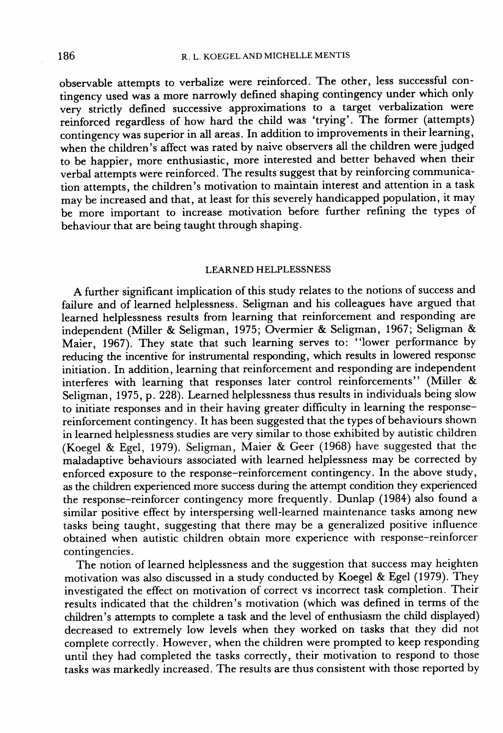observable attempts to verbalize were reinforced. The other, less successful contingency used was a more narrowly defined shaping contingency under which only very strictly defined successive approximations to a target verbalization were reinforced regardless of how hard the child was 'trying'. The former (attempts) contingency was superior in all areas. In addition to improvements in their learning, when the children's affect was rated by naive observers all the children were judged to be happier, more enthusiastic, more interested and better behaved when their verbal attempts were reinforced. The results suggest that by reinforcing communication attempts, the children's motivation to maintain interest and attention in a task may be increased and that, at least for this severely handicapped population, it may be more important to increase motivation before further refining the types of behaviour that are being taught through shaping.

## LEARNED HELPLESSNESS

A further significant implication of this study relates to the notions of success and failure and of learned helplessness. Seligman and his colleagues have argued that learned helplessness results from learning that reinforcement and responding are independent (Miller & Seligman, 1975; Overmier & Seligman, 1967; Seligman & Maier, 1967). They state that such learning serves to: "lower performance by reducing the incentive for instrumental responding, which results in lowered response initiation. In addition, learning that reinforcement and responding are independent interferes with learning that responses later control reinforcements" (Miller & Seligman, 1975, p. 228). Learned helplessness thus results in individuals being slow to initiate responses and in their having greater difficulty in learning the response–reinforcement contingency. It has been suggested that the types of behaviours shown in learned helplessness studies are very similar to those exhibited by autistic children (Koegel & Egel, 1979). Seligman, Maier & Geer (1968) have suggested that the maladaptive behaviours associated with learned helplessness may be corrected by enforced exposure to the response–reinforcement contingency. In the above study, as the children experienced more success during the attempt condition they experienced the response–reinforcer contingency more frequently. Dunlap (1984) also found a similar positive effect by interspersing well-learned maintenance tasks among new tasks being taught, suggesting that there may be a generalized positive influence obtained when autistic children obtain more experience with response–reinforcer contingencies.

The notion of learned helplessness and the suggestion that success may heighten motivation was also discussed in a study conducted by Koegel & Egel (1979). They investigated the effect on motivation of correct vs incorrect task completion. Their results indicated that the children's motivation (which was defined in terms of the children's attempts to complete a task and the level of enthusiasm the child displayed) decreased to extremely low levels when they worked on tasks that they did not complete correctly. However, when the children were prompted to keep responding until they had completed the tasks correctly, their motivation to respond to those tasks was markedly increased. The results are thus consistent with those reported by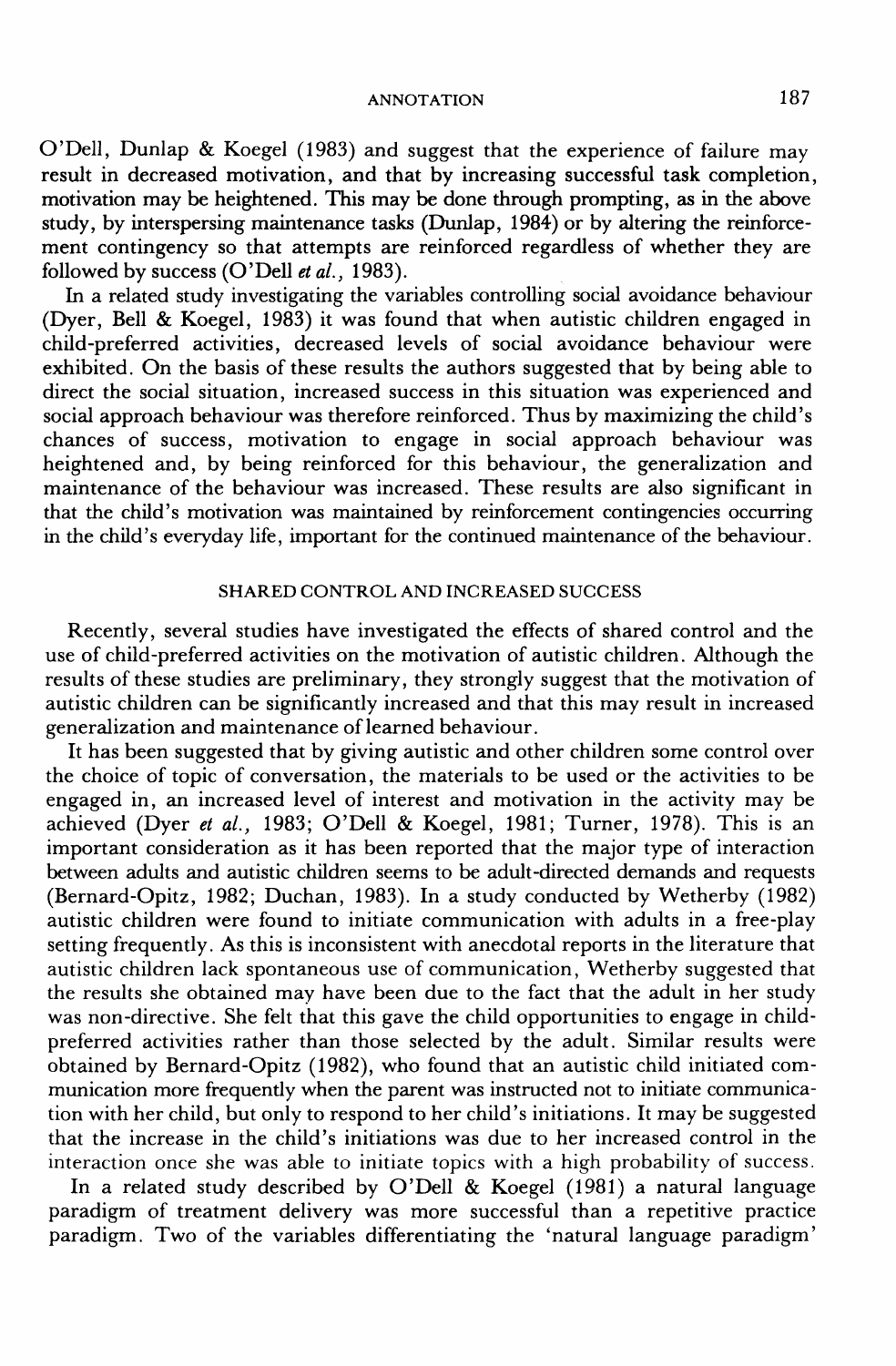O'Dell, Dunlap & Koegel (1983) and suggest that the experience of failure may result in decreased motivation, and that by increasing successful task completion, motivation may be heightened. This may be done through prompting, as in the above study, by interspersing maintenance tasks (Dunlap, 1984) or by altering the reinforcement contingency so that attempts are reinforced regardless of whether they are followed by success (O'Dell *et al.*, 1983).

In a related study investigating the variables controlling social avoidance behaviour (Dyer, Bell & Koegel, 1983) it was found that when autistic children engaged in child-preferred activities, decreased levels of social avoidance behaviour were exhibited. On the basis of these results the authors suggested that by being able to direct the social situation, increased success in this situation was experienced and social approach behaviour was therefore reinforced. Thus by maximizing the child's chances of success, motivation to engage in social approach behaviour was heightened and, by being reinforced for this behaviour, the generalization and maintenance of the behaviour was increased. These results are also significant in that the child's motivation was maintained by reinforcement contingencies occurring in the child's everyday life, important for the continued maintenance of the behaviour.

## SHARED CONTROL AND INCREASED SUCCESS

Recently, several studies have investigated the effects of shared control and the use of child-preferred activities on the motivation of autistic children. Although the results of these studies are preliminary, they strongly suggest that the motivation of autistic children can be significantly increased and that this may result in increased generalization and maintenance of learned behaviour.

It has been suggested that by giving autistic and other children some control over the choice of topic of conversation, the materials to be used or the activities to be engaged in, an increased level of interest and motivation in the activity may be achieved (Dyer *et al.*, 1983; O'Dell & Koegel, 1981; Turner, 1978). This is an important consideration as it has been reported that the major type of interaction between adults and autistic children seems to be adult-directed demands and requests (Bernard-Opitz, 1982; Duchan, 1983). In a study conducted by Wetherby (1982) autistic children were found to initiate communication with adults in a free-play setting frequently. As this is inconsistent with anecdotal reports in the literature that autistic children lack spontaneous use of communication, Wetherby suggested that the results she obtained may have been due to the fact that the adult in her study was non-directive. She felt that this gave the child opportunities to engage in child-preferred activities rather than those selected by the adult. Similar results were obtained by Bernard-Opitz (1982), who found that an autistic child initiated communication more frequently when the parent was instructed not to initiate communication with her child, but only to respond to her child's initiations. It may be suggested that the increase in the child's initiations was due to her increased control in the interaction once she was able to initiate topics with a high probability of success.

In a related study described by O'Dell & Koegel (1981) a natural language paradigm of treatment delivery was more successful than a repetitive practice paradigm. Two of the variables differentiating the 'natural language paradigm'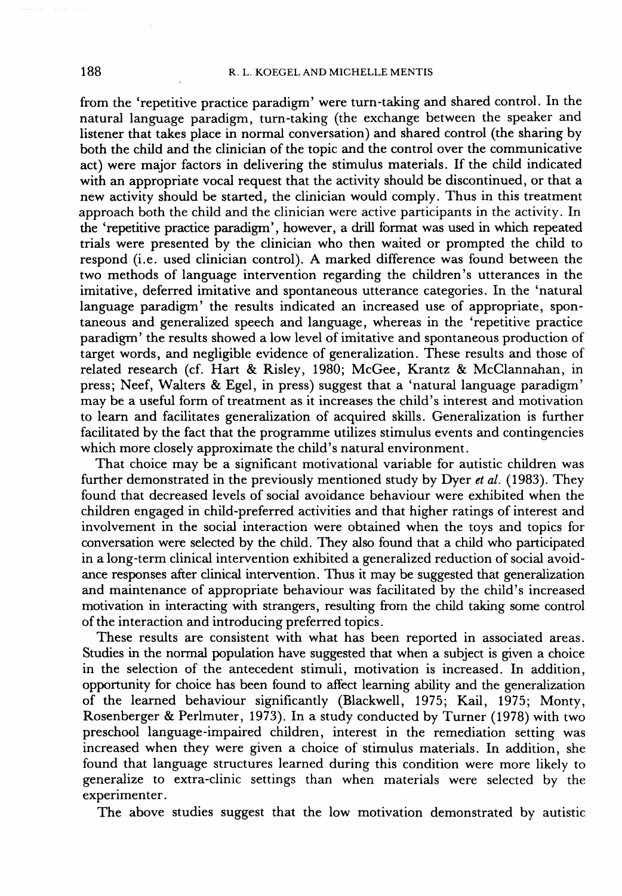from the 'repetitive practice paradigm' were turn-taking and shared control. In the natural language paradigm, turn-taking (the exchange between the speaker and listener that takes place in normal conversation) and shared control (the sharing by both the child and the clinician of the topic and the control over the communicative act) were major factors in delivering the stimulus materials. If the child indicated with an appropriate vocal request that the activity should be discontinued, or that a new activity should be started, the clinician would comply. Thus in this treatment approach both the child and the clinician were active participants in the activity. In the 'repetitive practice paradigm', however, a drill format was used in which repeated trials were presented by the clinician who then waited or prompted the child to respond (i.e. used clinician control). A marked difference was found between the two methods of language intervention regarding the children's utterances in the imitative, deferred imitative and spontaneous utterance categories. In the 'natural language paradigm' the results indicated an increased use of appropriate, spontaneous and generalized speech and language, whereas in the 'repetitive practice paradigm' the results showed a low level of imitative and spontaneous production of target words, and negligible evidence of generalization. These results and those of related research (cf. Hart & Risley, 1980; McGee, Krantz & McClannahan, in press; Neef, Walters & Egel, in press) suggest that a 'natural language paradigm' may be a useful form of treatment as it increases the child's interest and motivation to learn and facilitates generalization of acquired skills. Generalization is further facilitated by the fact that the programme utilizes stimulus events and contingencies which more closely approximate the child's natural environment.

That choice may be a significant motivational variable for autistic children was further demonstrated in the previously mentioned study by Dyer *et al.* (1983). They found that decreased levels of social avoidance behaviour were exhibited when the children engaged in child-preferred activities and that higher ratings of interest and involvement in the social interaction were obtained when the toys and topics for conversation were selected by the child. They also found that a child who participated in a long-term clinical intervention exhibited a generalized reduction of social avoidance responses after clinical intervention. Thus it may be suggested that generalization and maintenance of appropriate behaviour was facilitated by the child's increased motivation in interacting with strangers, resulting from the child taking some control of the interaction and introducing preferred topics.

These results are consistent with what has been reported in associated areas. Studies in the normal population have suggested that when a subject is given a choice in the selection of the antecedent stimuli, motivation is increased. In addition, opportunity for choice has been found to affect learning ability and the generalization of the learned behaviour significantly (Blackwell, 1975; Kail, 1975; Monty, Rosenberger & Perlmuter, 1973). In a study conducted by Turner (1978) with two preschool language-impaired children, interest in the remediation setting was increased when they were given a choice of stimulus materials. In addition, she found that language structures learned during this condition were more likely to generalize to extra-clinic settings than when materials were selected by the experimenter.

The above studies suggest that the low motivation demonstrated by autistic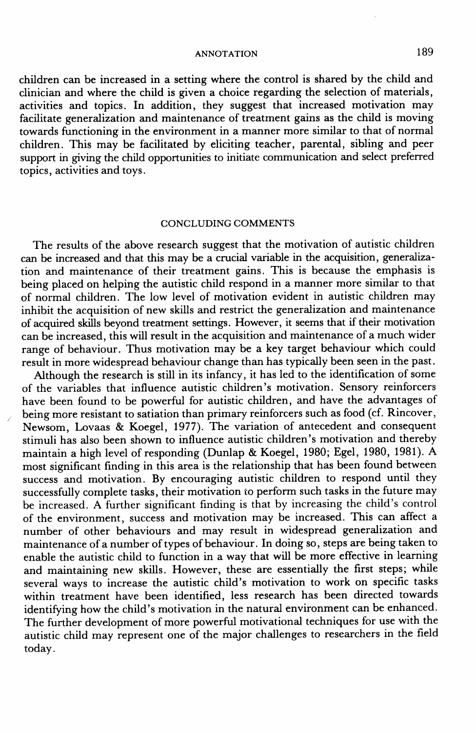children can be increased in a setting where the control is shared by the child and clinician and where the child is given a choice regarding the selection of materials, activities and topics. In addition, they suggest that increased motivation may facilitate generalization and maintenance of treatment gains as the child is moving towards functioning in the environment in a manner more similar to that of normal children. This may be facilitated by eliciting teacher, parental, sibling and peer support in giving the child opportunities to initiate communication and select preferred topics, activities and toys.

## CONCLUDING COMMENTS

The results of the above research suggest that the motivation of autistic children can be increased and that this may be a crucial variable in the acquisition, generalization and maintenance of their treatment gains. This is because the emphasis is being placed on helping the autistic child respond in a manner more similar to that of normal children. The low level of motivation evident in autistic children may inhibit the acquisition of new skills and restrict the generalization and maintenance of acquired skills beyond treatment settings. However, it seems that if their motivation can be increased, this will result in the acquisition and maintenance of a much wider range of behaviour. Thus motivation may be a key target behaviour which could result in more widespread behaviour change than has typically been seen in the past.

Although the research is still in its infancy, it has led to the identification of some of the variables that influence autistic children's motivation. Sensory reinforcers have been found to be powerful for autistic children, and have the advantages of being more resistant to satiation than primary reinforcers such as food (cf. Rincover, Newsom, Lovaas & Koegel, 1977). The variation of antecedent and consequent stimuli has also been shown to influence autistic children's motivation and thereby maintain a high level of responding (Dunlap & Koegel, 1980; Egel, 1980, 1981). A most significant finding in this area is the relationship that has been found between success and motivation. By encouraging autistic children to respond until they successfully complete tasks, their motivation to perform such tasks in the future may be increased. A further significant finding is that by increasing the child's control of the environment, success and motivation may be increased. This can affect a number of other behaviours and may result in widespread generalization and maintenance of a number of types of behaviour. In doing so, steps are being taken to enable the autistic child to function in a way that will be more effective in learning and maintaining new skills. However, these are essentially the first steps; while several ways to increase the autistic child's motivation to work on specific tasks within treatment have been identified, less research has been directed towards identifying how the child's motivation in the natural environment can be enhanced. The further development of more powerful motivational techniques for use with the autistic child may represent one of the major challenges to researchers in the field today.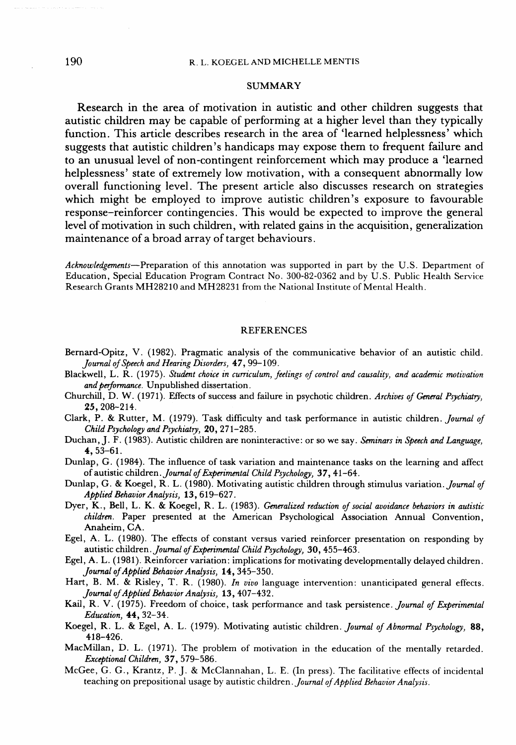## SUMMARY

Research in the area of motivation in autistic and other children suggests that autistic children may be capable of performing at a higher level than they typically function. This article describes research in the area of 'learned helplessness' which suggests that autistic children's handicaps may expose them to frequent failure and to an unusual level of non-contingent reinforcement which may produce a 'learned helplessness' state of extremely low motivation, with a consequent abnormally low overall functioning level. The present article also discusses research on strategies which might be employed to improve autistic children's exposure to favourable response–reinforcer contingencies. This would be expected to improve the general level of motivation in such children, with related gains in the acquisition, generalization maintenance of a broad array of target behaviours.

*Acknowledgements*—Preparation of this annotation was supported in part by the U.S. Department of Education, Special Education Program Contract No. 300-82-0362 and by U.S. Public Health Service Research Grants MH28210 and MH28231 from the National Institute of Mental Health.

## REFERENCES

Bernard-Opitz, V. (1982). Pragmatic analysis of the communicative behavior of an autistic child. *Journal of Speech and Hearing Disorders*, **47**, 99–109.

Blackwell, L. R. (1975). *Student choice in curriculum, feelings of control and causality, and academic motivation and performance*. Unpublished dissertation.

Churchill, D. W. (1971). Effects of success and failure in psychotic children. *Archives of General Psychiatry*, **25**, 208–214.

Clark, P. & Rutter, M. (1979). Task difficulty and task performance in autistic children. *Journal of Child Psychology and Psychiatry*, **20**, 271–285.

Duchan, J. F. (1983). Autistic children are noninteractive: or so we say. *Seminars in Speech and Language*, **4**, 53–61.

Dunlap, G. (1984). The influence of task variation and maintenance tasks on the learning and affect of autistic children. *Journal of Experimental Child Psychology*, **37**, 41–64.

Dunlap, G. & Koegel, R. L. (1980). Motivating autistic children through stimulus variation. *Journal of Applied Behavior Analysis*, **13**, 619–627.

Dyer, K., Bell, L. K. & Koegel, R. L. (1983). *Generalized reduction of social avoidance behaviors in autistic children*. Paper presented at the American Psychological Association Annual Convention, Anaheim, CA.

Egel, A. L. (1980). The effects of constant versus varied reinforcer presentation on responding by autistic children. *Journal of Experimental Child Psychology*, **30**, 455–463.

Egel, A. L. (1981). Reinforcer variation: implications for motivating developmentally delayed children. *Journal of Applied Behavior Analysis*, **14**, 345–350.

Hart, B. M. & Risley, T. R. (1980). *In vivo* language intervention: unanticipated general effects. *Journal of Applied Behavior Analysis*, **13**, 407–432.

Kail, R. V. (1975). Freedom of choice, task performance and task persistence. *Journal of Experimental Education*, **44**, 32–34.

Koegel, R. L. & Egel, A. L. (1979). Motivating autistic children. *Journal of Abnormal Psychology*, **88**, 418–426.

MacMillan, D. L. (1971). The problem of motivation in the education of the mentally retarded. *Exceptional Children*, **37**, 579–586.

McGee, G. G., Krantz, P. J. & McClannahan, L. E. (In press). The facilitative effects of incidental teaching on prepositional usage by autistic children. *Journal of Applied Behavior Analysis*.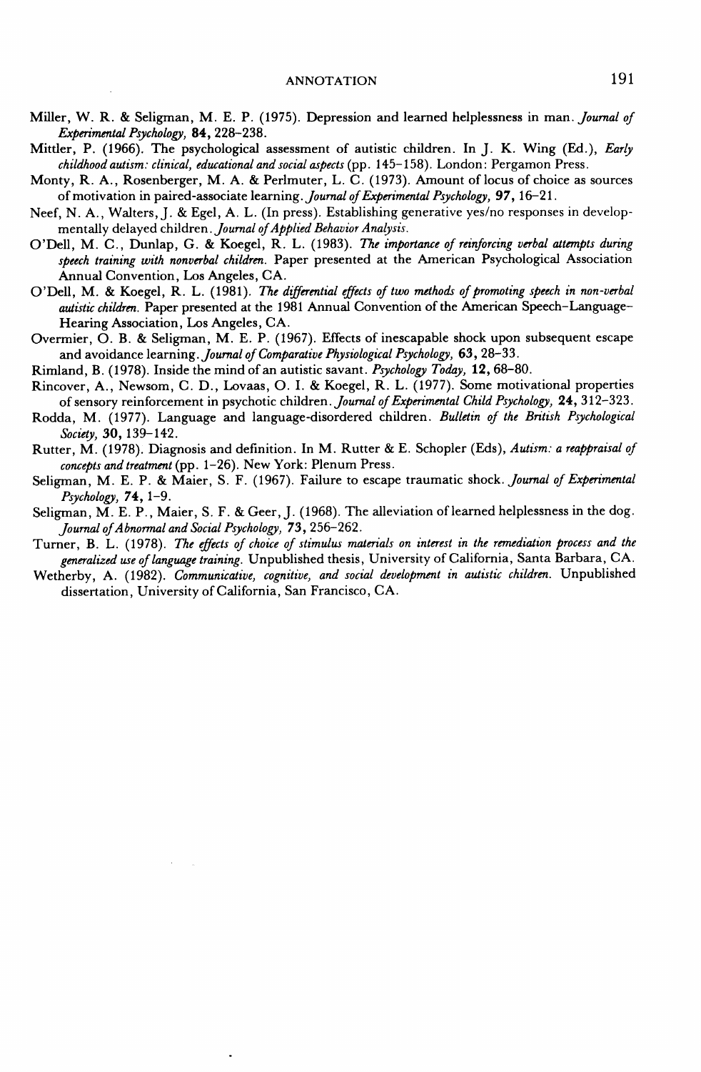Miller, W. R. & Seligman, M. E. P. (1975). Depression and learned helplessness in man. *Journal of Experimental Psychology*, **84**, 228–238.

Mittler, P. (1966). The psychological assessment of autistic children. In J. K. Wing (Ed.), *Early childhood autism: clinical, educational and social aspects* (pp. 145–158). London: Pergamon Press.

Monty, R. A., Rosenberger, M. A. & Perlmuter, L. C. (1973). Amount of locus of choice as sources of motivation in paired-associate learning. *Journal of Experimental Psychology*, **97**, 16–21.

Neef, N. A., Walters, J. & Egel, A. L. (In press). Establishing generative yes/no responses in developmentally delayed children. *Journal of Applied Behavior Analysis*.

O'Dell, M. C., Dunlap, G. & Koegel, R. L. (1983). *The importance of reinforcing verbal attempts during speech training with nonverbal children*. Paper presented at the American Psychological Association Annual Convention, Los Angeles, CA.

O'Dell, M. & Koegel, R. L. (1981). *The differential effects of two methods of promoting speech in non-verbal autistic children*. Paper presented at the 1981 Annual Convention of the American Speech–Language–Hearing Association, Los Angeles, CA.

Overmier, O. B. & Seligman, M. E. P. (1967). Effects of inescapable shock upon subsequent escape and avoidance learning. *Journal of Comparative Physiological Psychology*, **63**, 28–33.

Rimland, B. (1978). Inside the mind of an autistic savant. *Psychology Today*, **12**, 68–80.

Rincover, A., Newsom, C. D., Lovaas, O. I. & Koegel, R. L. (1977). Some motivational properties of sensory reinforcement in psychotic children. *Journal of Experimental Child Psychology*, **24**, 312–323.

Rodda, M. (1977). Language and language-disordered children. *Bulletin of the British Psychological Society*, **30**, 139–142.

Rutter, M. (1978). Diagnosis and definition. In M. Rutter & E. Schopler (Eds), *Autism: a reappraisal of concepts and treatment* (pp. 1–26). New York: Plenum Press.

Seligman, M. E. P. & Maier, S. F. (1967). Failure to escape traumatic shock. *Journal of Experimental Psychology*, **74**, 1–9.

Seligman, M. E. P., Maier, S. F. & Geer, J. (1968). The alleviation of learned helplessness in the dog. *Journal of Abnormal and Social Psychology*, **73**, 256–262.

Turner, B. L. (1978). *The effects of choice of stimulus materials on interest in the remediation process and the generalized use of language training*. Unpublished thesis, University of California, Santa Barbara, CA.

Wetherby, A. (1982). *Communicative, cognitive, and social development in autistic children*. Unpublished dissertation, University of California, San Francisco, CA.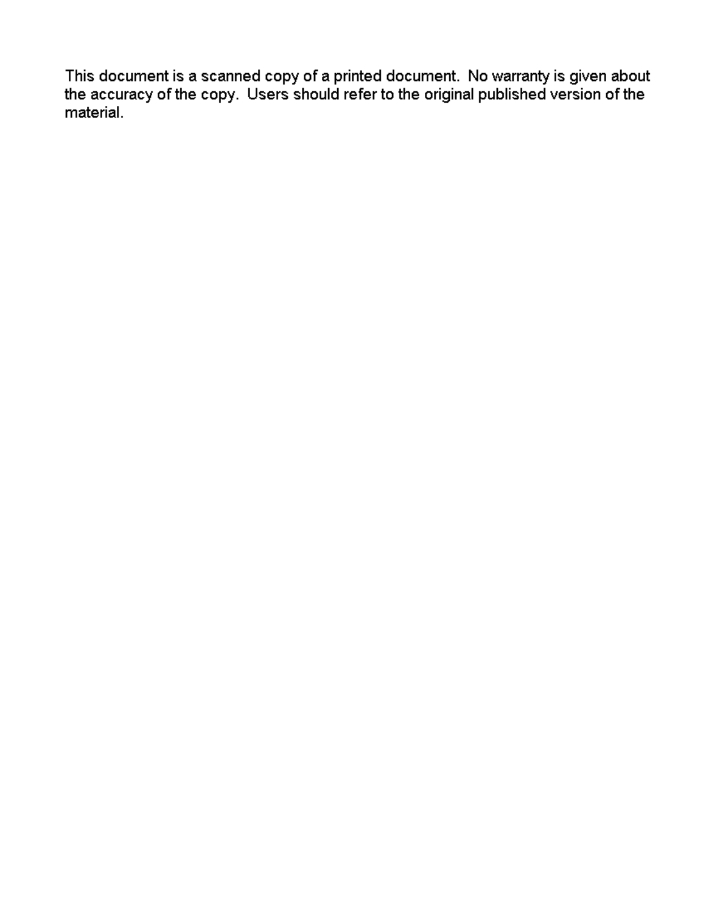This document is a scanned copy of a printed document. No warranty is given about the accuracy of the copy. Users should refer to the original published version of the material.